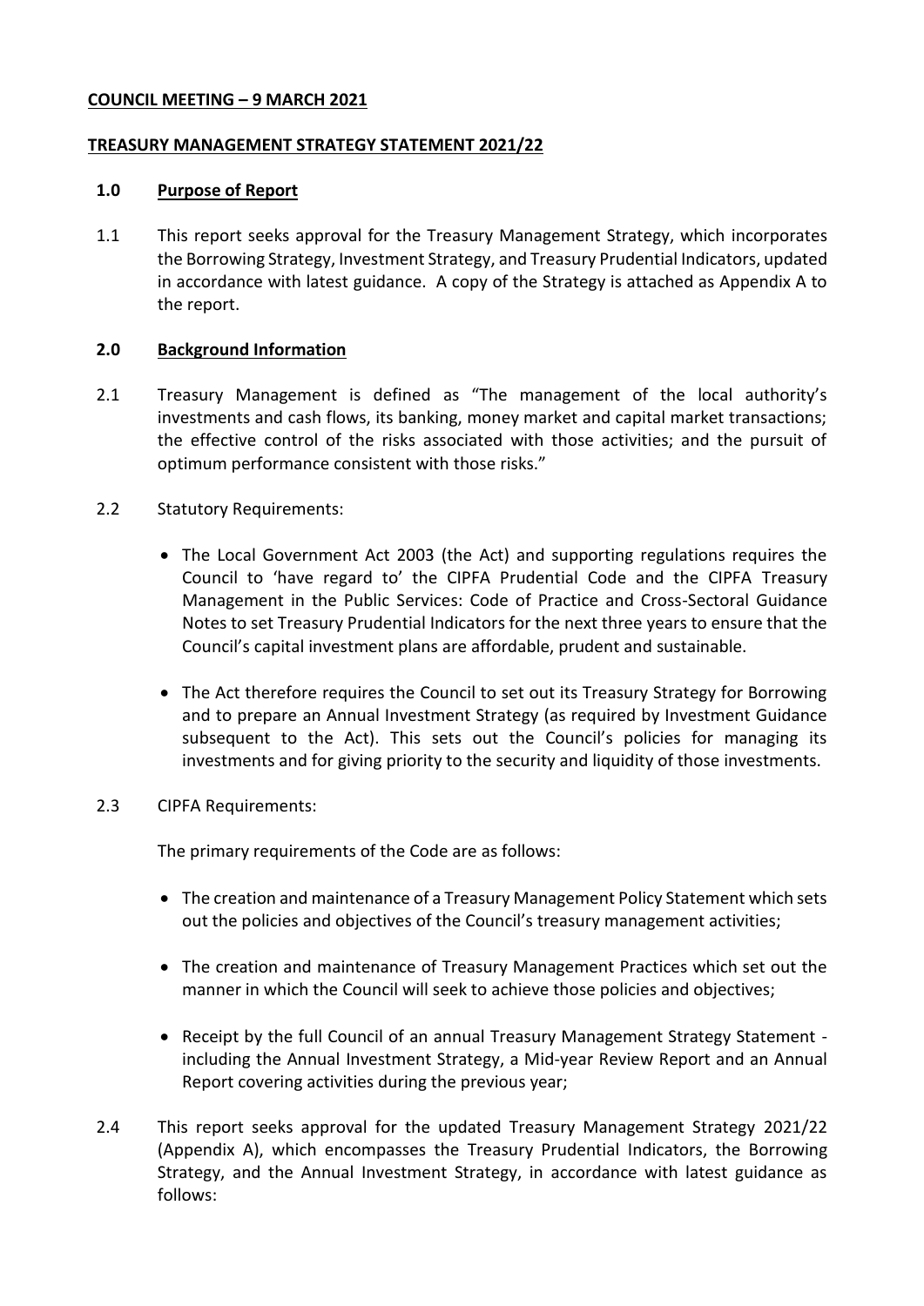**COUNCIL MEETING – 9 MARCH 2021**

**TREASURY MANAGEMENT STRATEGY STATEMENT 2021/22**

## 1.0 Purpose of Report

1.1 This report seeks approval for the Treasury Management Strategy, which incorporates the Borrowing Strategy, Investment Strategy, and Treasury Prudential Indicators, updated in accordance with latest guidance. A copy of the Strategy is attached as Appendix A to the report.

## 2.0 Background Information

2.1 Treasury Management is defined as "The management of the local authority's investments and cash flows, its banking, money market and capital market transactions; the effective control of the risks associated with those activities; and the pursuit of optimum performance consistent with those risks."

2.2 Statutory Requirements:

- The Local Government Act 2003 (the Act) and supporting regulations requires the Council to 'have regard to' the CIPFA Prudential Code and the CIPFA Treasury Management in the Public Services: Code of Practice and Cross-Sectoral Guidance Notes to set Treasury Prudential Indicators for the next three years to ensure that the Council's capital investment plans are affordable, prudent and sustainable.

- The Act therefore requires the Council to set out its Treasury Strategy for Borrowing and to prepare an Annual Investment Strategy (as required by Investment Guidance subsequent to the Act). This sets out the Council's policies for managing its investments and for giving priority to the security and liquidity of those investments.

2.3 CIPFA Requirements:

The primary requirements of the Code are as follows:

- The creation and maintenance of a Treasury Management Policy Statement which sets out the policies and objectives of the Council's treasury management activities;

- The creation and maintenance of Treasury Management Practices which set out the manner in which the Council will seek to achieve those policies and objectives;

- Receipt by the full Council of an annual Treasury Management Strategy Statement - including the Annual Investment Strategy, a Mid-year Review Report and an Annual Report covering activities during the previous year;

2.4 This report seeks approval for the updated Treasury Management Strategy 2021/22 (Appendix A), which encompasses the Treasury Prudential Indicators, the Borrowing Strategy, and the Annual Investment Strategy, in accordance with latest guidance as follows: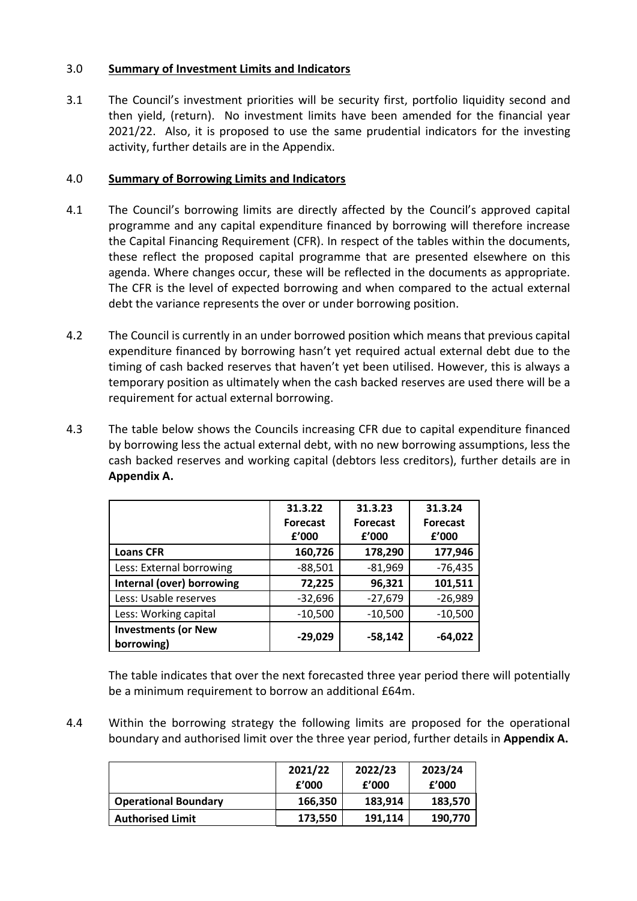## 3.0 Summary of Investment Limits and Indicators

3.1 The Council's investment priorities will be security first, portfolio liquidity second and then yield, (return). No investment limits have been amended for the financial year 2021/22. Also, it is proposed to use the same prudential indicators for the investing activity, further details are in the Appendix.

## 4.0 Summary of Borrowing Limits and Indicators

4.1 The Council's borrowing limits are directly affected by the Council's approved capital programme and any capital expenditure financed by borrowing will therefore increase the Capital Financing Requirement (CFR). In respect of the tables within the documents, these reflect the proposed capital programme that are presented elsewhere on this agenda. Where changes occur, these will be reflected in the documents as appropriate. The CFR is the level of expected borrowing and when compared to the actual external debt the variance represents the over or under borrowing position.

4.2 The Council is currently in an under borrowed position which means that previous capital expenditure financed by borrowing hasn't yet required actual external debt due to the timing of cash backed reserves that haven't yet been utilised. However, this is always a temporary position as ultimately when the cash backed reserves are used there will be a requirement for actual external borrowing.

4.3 The table below shows the Councils increasing CFR due to capital expenditure financed by borrowing less the actual external debt, with no new borrowing assumptions, less the cash backed reserves and working capital (debtors less creditors), further details are in **Appendix A.**

| | 31.3.22 Forecast £'000 | 31.3.23 Forecast £'000 | 31.3.24 Forecast £'000 |
|---|---|---|---|
| **Loans CFR** | **160,726** | **178,290** | **177,946** |
| Less: External borrowing | -88,501 | -81,969 | -76,435 |
| **Internal (over) borrowing** | **72,225** | **96,321** | **101,511** |
| Less: Usable reserves | -32,696 | -27,679 | -26,989 |
| Less: Working capital | -10,500 | -10,500 | -10,500 |
| **Investments (or New borrowing)** | **-29,029** | **-58,142** | **-64,022** |

The table indicates that over the next forecasted three year period there will potentially be a minimum requirement to borrow an additional £64m.

4.4 Within the borrowing strategy the following limits are proposed for the operational boundary and authorised limit over the three year period, further details in **Appendix A.**

| | 2021/22 £'000 | 2022/23 £'000 | 2023/24 £'000 |
|---|---|---|---|
| **Operational Boundary** | **166,350** | **183,914** | **183,570** |
| **Authorised Limit** | **173,550** | **191,114** | **190,770** |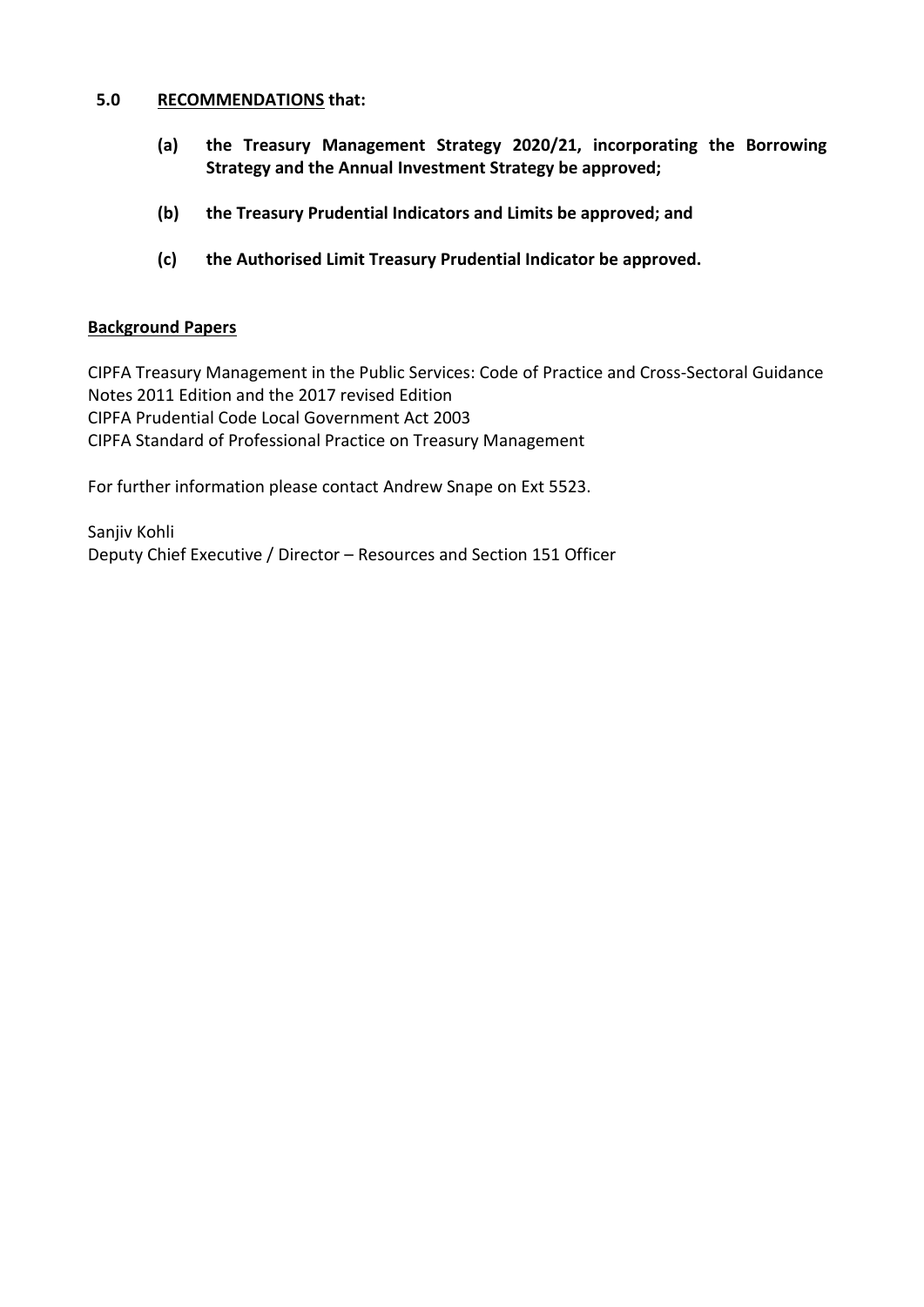## 5.0 RECOMMENDATIONS that:

**(a) the Treasury Management Strategy 2020/21, incorporating the Borrowing Strategy and the Annual Investment Strategy be approved;**

**(b) the Treasury Prudential Indicators and Limits be approved; and**

**(c) the Authorised Limit Treasury Prudential Indicator be approved.**

**Background Papers**

CIPFA Treasury Management in the Public Services: Code of Practice and Cross-Sectoral Guidance Notes 2011 Edition and the 2017 revised Edition
CIPFA Prudential Code Local Government Act 2003
CIPFA Standard of Professional Practice on Treasury Management

For further information please contact Andrew Snape on Ext 5523.

Sanjiv Kohli
Deputy Chief Executive / Director – Resources and Section 151 Officer